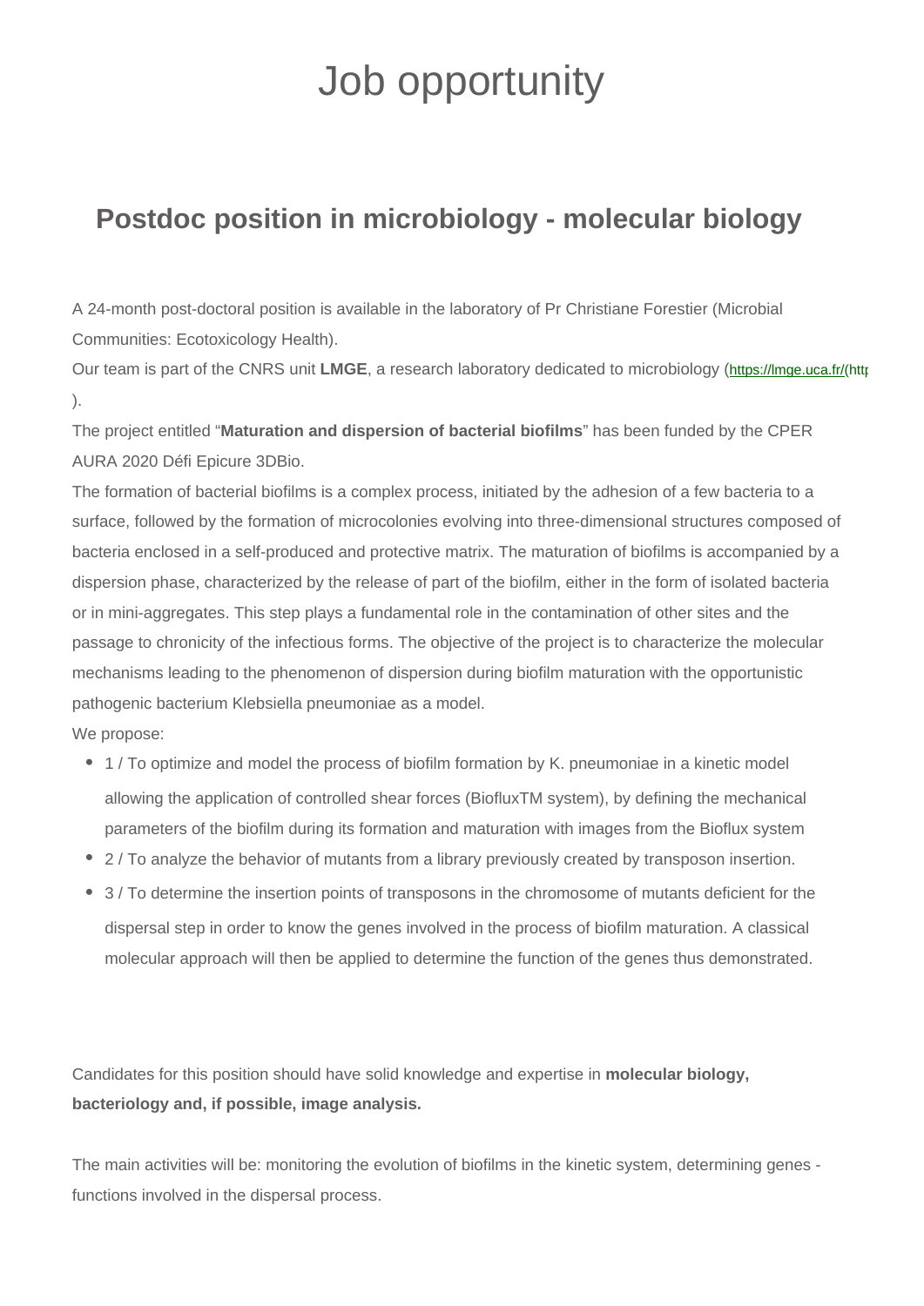# Job opportunity

## Postdoc position in microbiology - molecular biology

A 24-month post-doctoral position is available in the laboratory of Pr Christiane Forestier (Microbial Communities: Ecotoxicology Health).

Our team is part of the CNRS unit **LMGE**, a research laboratory dedicated to microbiology (https://lmge.uca.fr/(http
).

The project entitled “**Maturation and dispersion of bacterial biofilms**” has been funded by the CPER AURA 2020 Défi Epicure 3DBio.

The formation of bacterial biofilms is a complex process, initiated by the adhesion of a few bacteria to a surface, followed by the formation of microcolonies evolving into three-dimensional structures composed of bacteria enclosed in a self-produced and protective matrix. The maturation of biofilms is accompanied by a dispersion phase, characterized by the release of part of the biofilm, either in the form of isolated bacteria or in mini-aggregates. This step plays a fundamental role in the contamination of other sites and the passage to chronicity of the infectious forms. The objective of the project is to characterize the molecular mechanisms leading to the phenomenon of dispersion during biofilm maturation with the opportunistic pathogenic bacterium Klebsiella pneumoniae as a model.

We propose:

- 1 / To optimize and model the process of biofilm formation by K. pneumoniae in a kinetic model allowing the application of controlled shear forces (BiofluxTM system), by defining the mechanical parameters of the biofilm during its formation and maturation with images from the Bioflux system
- 2 / To analyze the behavior of mutants from a library previously created by transposon insertion.
- 3 / To determine the insertion points of transposons in the chromosome of mutants deficient for the dispersal step in order to know the genes involved in the process of biofilm maturation. A classical molecular approach will then be applied to determine the function of the genes thus demonstrated.

Candidates for this position should have solid knowledge and expertise in **molecular biology, bacteriology and, if possible, image analysis.**

The main activities will be: monitoring the evolution of biofilms in the kinetic system, determining genes - functions involved in the dispersal process.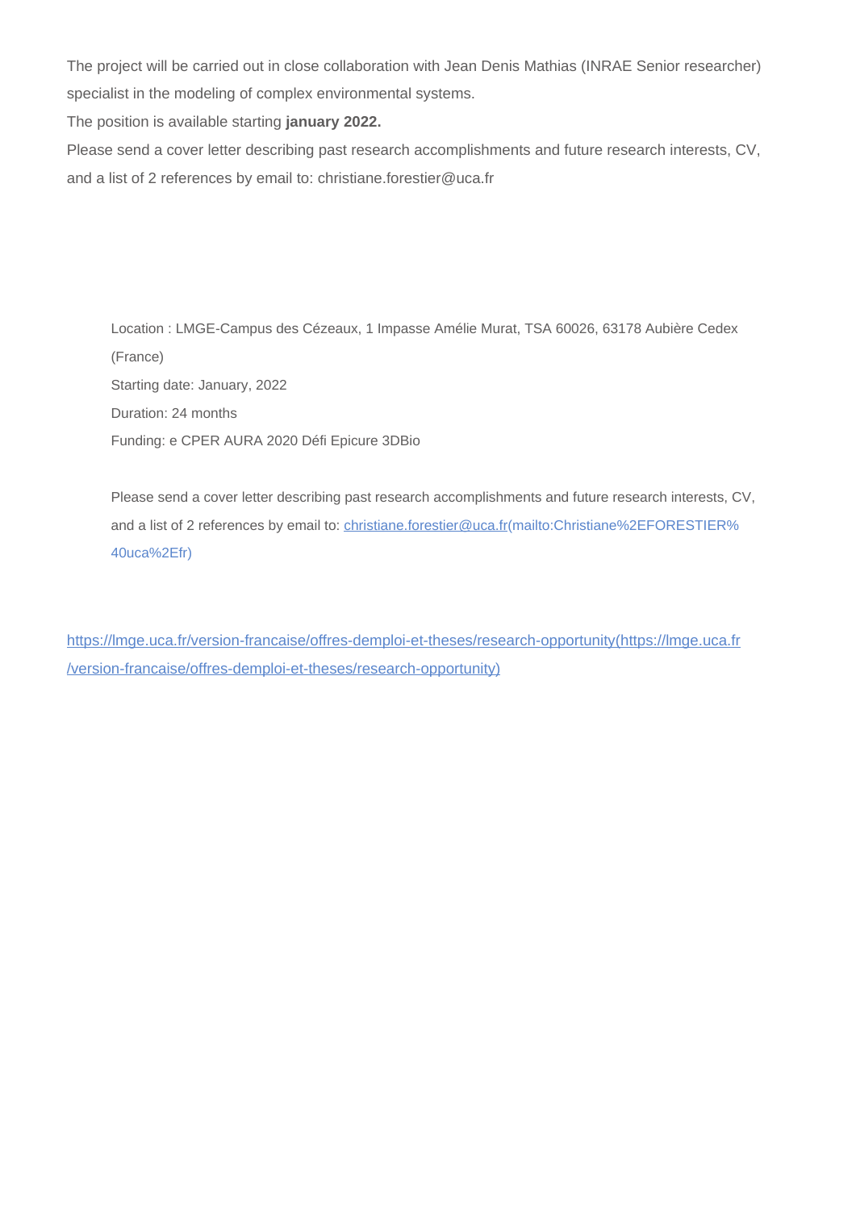The project will be carried out in close collaboration with Jean Denis Mathias (INRAE Senior researcher) specialist in the modeling of complex environmental systems.

The position is available starting **january 2022.**

Please send a cover letter describing past research accomplishments and future research interests, CV, and a list of 2 references by email to: christiane.forestier@uca.fr

> Location : LMGE-Campus des Cézeaux, 1 Impasse Amélie Murat, TSA 60026, 63178 Aubière Cedex (France)
>
> Starting date: January, 2022
>
> Duration: 24 months
>
> Funding: e CPER AURA 2020 Défi Epicure 3DBio
>
> Please send a cover letter describing past research accomplishments and future research interests, CV, and a list of 2 references by email to: christiane.forestier@uca.fr(mailto:Christiane%2EFORESTIER%40uca%2Efr)

https://lmge.uca.fr/version-francaise/offres-demploi-et-theses/research-opportunity(https://lmge.uca.fr/version-francaise/offres-demploi-et-theses/research-opportunity)